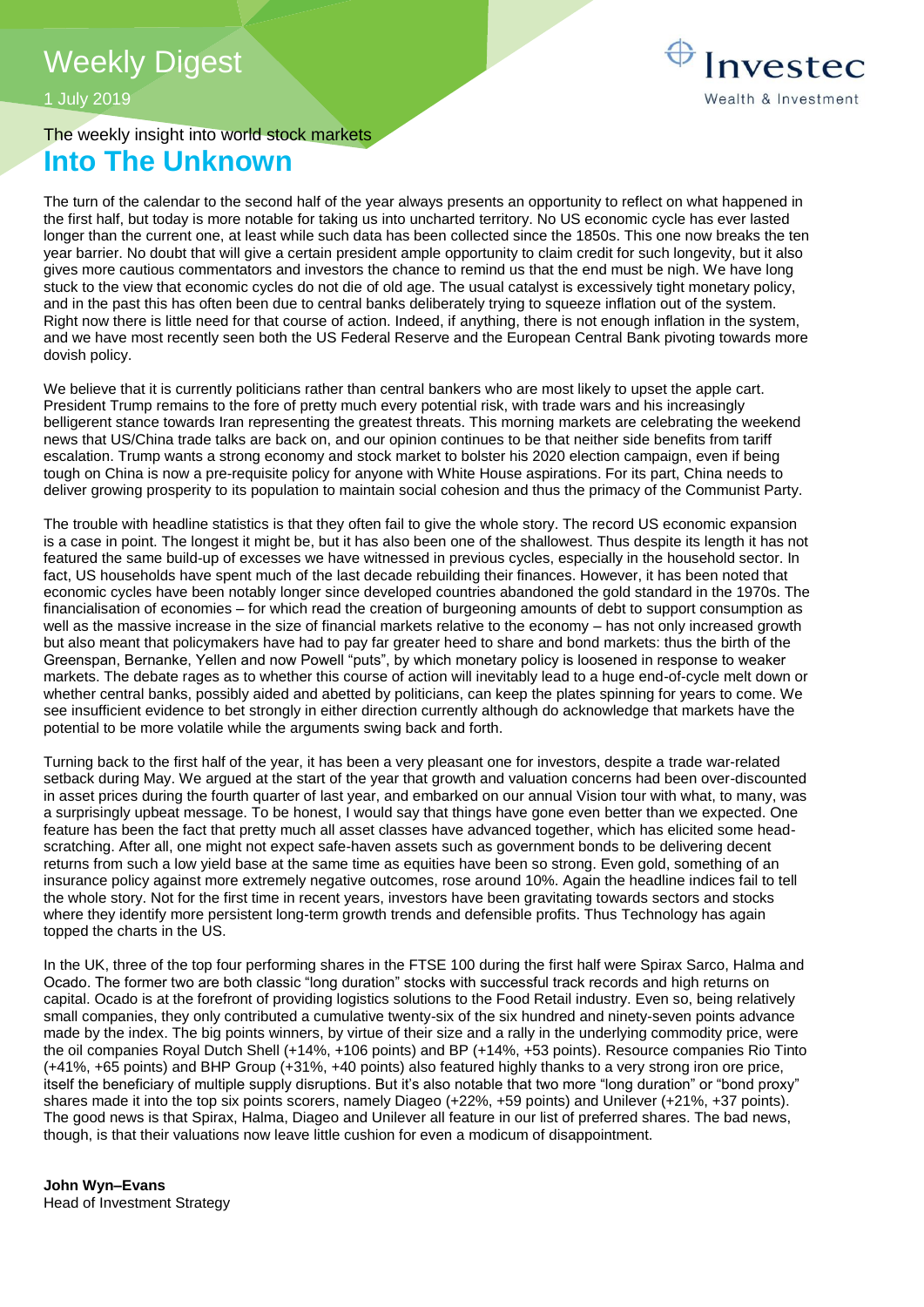# Weekly Digest

1 July 2019

The weekly insight into world stock markets

## Into The Unknown

The turn of the calendar to the second half of the year always presents an opportunity to reflect on what happened in the first half, but today is more notable for taking us into uncharted territory. No US economic cycle has ever lasted longer than the current one, at least while such data has been collected since the 1850s. This one now breaks the ten year barrier. No doubt that will give a certain president ample opportunity to claim credit for such longevity, but it also gives more cautious commentators and investors the chance to remind us that the end must be nigh. We have long stuck to the view that economic cycles do not die of old age. The usual catalyst is excessively tight monetary policy, and in the past this has often been due to central banks deliberately trying to squeeze inflation out of the system. Right now there is little need for that course of action. Indeed, if anything, there is not enough inflation in the system, and we have most recently seen both the US Federal Reserve and the European Central Bank pivoting towards more dovish policy.

We believe that it is currently politicians rather than central bankers who are most likely to upset the apple cart. President Trump remains to the fore of pretty much every potential risk, with trade wars and his increasingly belligerent stance towards Iran representing the greatest threats. This morning markets are celebrating the weekend news that US/China trade talks are back on, and our opinion continues to be that neither side benefits from tariff escalation. Trump wants a strong economy and stock market to bolster his 2020 election campaign, even if being tough on China is now a pre-requisite policy for anyone with White House aspirations. For its part, China needs to deliver growing prosperity to its population to maintain social cohesion and thus the primacy of the Communist Party.

The trouble with headline statistics is that they often fail to give the whole story. The record US economic expansion is a case in point. The longest it might be, but it has also been one of the shallowest. Thus despite its length it has not featured the same build-up of excesses we have witnessed in previous cycles, especially in the household sector. In fact, US households have spent much of the last decade rebuilding their finances. However, it has been noted that economic cycles have been notably longer since developed countries abandoned the gold standard in the 1970s. The financialisation of economies – for which read the creation of burgeoning amounts of debt to support consumption as well as the massive increase in the size of financial markets relative to the economy – has not only increased growth but also meant that policymakers have had to pay far greater heed to share and bond markets: thus the birth of the Greenspan, Bernanke, Yellen and now Powell "puts", by which monetary policy is loosened in response to weaker markets. The debate rages as to whether this course of action will inevitably lead to a huge end-of-cycle melt down or whether central banks, possibly aided and abetted by politicians, can keep the plates spinning for years to come. We see insufficient evidence to bet strongly in either direction currently although do acknowledge that markets have the potential to be more volatile while the arguments swing back and forth.

Turning back to the first half of the year, it has been a very pleasant one for investors, despite a trade war-related setback during May. We argued at the start of the year that growth and valuation concerns had been over-discounted in asset prices during the fourth quarter of last year, and embarked on our annual Vision tour with what, to many, was a surprisingly upbeat message. To be honest, I would say that things have gone even better than we expected. One feature has been the fact that pretty much all asset classes have advanced together, which has elicited some head-scratching. After all, one might not expect safe-haven assets such as government bonds to be delivering decent returns from such a low yield base at the same time as equities have been so strong. Even gold, something of an insurance policy against more extremely negative outcomes, rose around 10%. Again the headline indices fail to tell the whole story. Not for the first time in recent years, investors have been gravitating towards sectors and stocks where they identify more persistent long-term growth trends and defensible profits. Thus Technology has again topped the charts in the US.

In the UK, three of the top four performing shares in the FTSE 100 during the first half were Spirax Sarco, Halma and Ocado. The former two are both classic "long duration" stocks with successful track records and high returns on capital. Ocado is at the forefront of providing logistics solutions to the Food Retail industry. Even so, being relatively small companies, they only contributed a cumulative twenty-six of the six hundred and ninety-seven points advance made by the index. The big points winners, by virtue of their size and a rally in the underlying commodity price, were the oil companies Royal Dutch Shell (+14%, +106 points) and BP (+14%, +53 points). Resource companies Rio Tinto (+41%, +65 points) and BHP Group (+31%, +40 points) also featured highly thanks to a very strong iron ore price, itself the beneficiary of multiple supply disruptions. But it's also notable that two more "long duration" or "bond proxy" shares made it into the top six points scorers, namely Diageo (+22%, +59 points) and Unilever (+21%, +37 points). The good news is that Spirax, Halma, Diageo and Unilever all feature in our list of preferred shares. The bad news, though, is that their valuations now leave little cushion for even a modicum of disappointment.

**John Wyn–Evans**
Head of Investment Strategy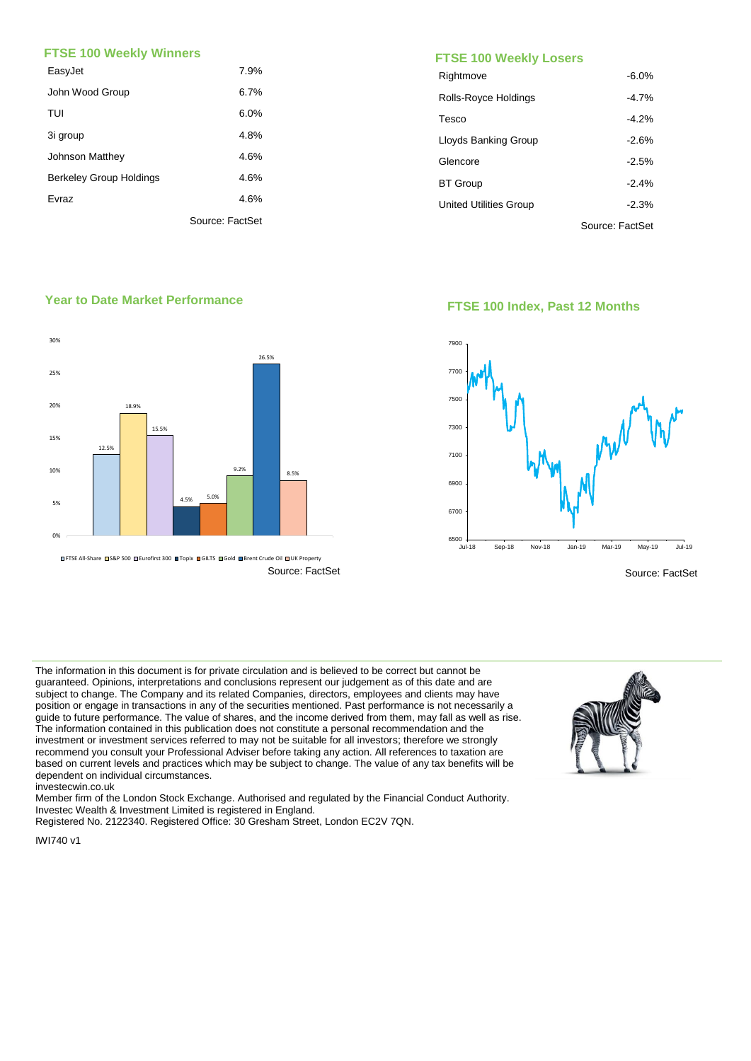## FTSE 100 Weekly Winners

| | |
|---|---|
| EasyJet | 7.9% |
| John Wood Group | 6.7% |
| TUI | 6.0% |
| 3i group | 4.8% |
| Johnson Matthey | 4.6% |
| Berkeley Group Holdings | 4.6% |
| Evraz | 4.6% |

Source: FactSet

## FTSE 100 Weekly Losers

| | |
|---|---|
| Rightmove | -6.0% |
| Rolls-Royce Holdings | -4.7% |
| Tesco | -4.2% |
| Lloyds Banking Group | -2.6% |
| Glencore | -2.5% |
| BT Group | -2.4% |
| United Utilities Group | -2.3% |

Source: FactSet

## Year to Date Market Performance

30%
25%
20%
15%
10%
5%
0%

12.5%
18.9%
15.5%
4.5%
5.0%
9.2%
26.5%
8.5%

FTSE All-Share, S&P 500, Eurofirst 300, Topix, GILTS, Gold, Brent Crude Oil, UK Property

Source: FactSet

## FTSE 100 Index, Past 12 Months

7900
7700
7500
7300
7100
6900
6700
6500

Jul-18, Sep-18, Nov-18, Jan-19, Mar-19, May-19, Jul-19

Source: FactSet

---

The information in this document is for private circulation and is believed to be correct but cannot be guaranteed. Opinions, interpretations and conclusions represent our judgement as of this date and are subject to change. The Company and its related Companies, directors, employees and clients may have position or engage in transactions in any of the securities mentioned. Past performance is not necessarily a guide to future performance. The value of shares, and the income derived from them, may fall as well as rise. The information contained in this publication does not constitute a personal recommendation and the investment or investment services referred to may not be suitable for all investors; therefore we strongly recommend you consult your Professional Adviser before taking any action. All references to taxation are based on current levels and practices which may be subject to change. The value of any tax benefits will be dependent on individual circumstances.
investecwin.co.uk
Member firm of the London Stock Exchange. Authorised and regulated by the Financial Conduct Authority.
Investec Wealth & Investment Limited is registered in England.
Registered No. 2122340. Registered Office: 30 Gresham Street, London EC2V 7QN.

IWI740 v1